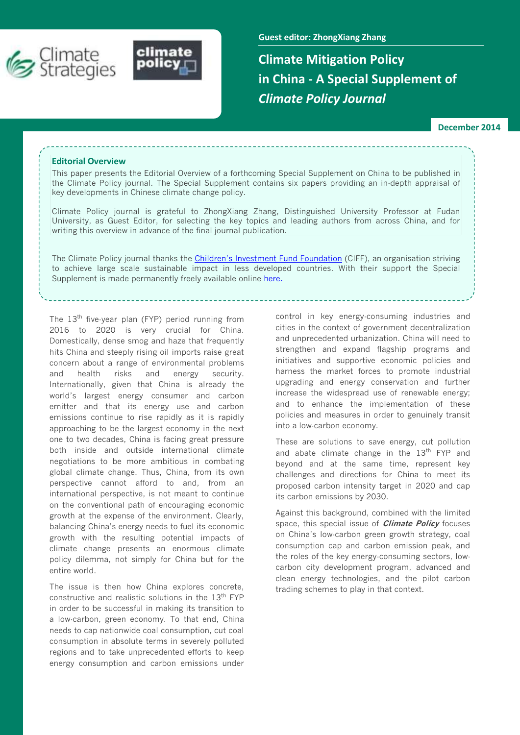Guest editor: ZhongXiang Zhang

# Climate Mitigation Policy in China - A Special Supplement of *Climate Policy Journal*

December 2014

## Editorial Overview

This paper presents the Editorial Overview of a forthcoming Special Supplement on China to be published in the Climate Policy journal. The Special Supplement contains six papers providing an in-depth appraisal of key developments in Chinese climate change policy.

Climate Policy journal is grateful to ZhongXiang Zhang, Distinguished University Professor at Fudan University, as Guest Editor, for selecting the key topics and leading authors from across China, and for writing this overview in advance of the final journal publication.

The Climate Policy journal thanks the Children's Investment Fund Foundation (CIFF), an organisation striving to achieve large scale sustainable impact in less developed countries. With their support the Special Supplement is made permanently freely available online here.

The 13th five-year plan (FYP) period running from 2016 to 2020 is very crucial for China. Domestically, dense smog and haze that frequently hits China and steeply rising oil imports raise great concern about a range of environmental problems and health risks and energy security. Internationally, given that China is already the world's largest energy consumer and carbon emitter and that its energy use and carbon emissions continue to rise rapidly as it is rapidly approaching to be the largest economy in the next one to two decades, China is facing great pressure both inside and outside international climate negotiations to be more ambitious in combating global climate change. Thus, China, from its own perspective cannot afford to and, from an international perspective, is not meant to continue on the conventional path of encouraging economic growth at the expense of the environment. Clearly, balancing China's energy needs to fuel its economic growth with the resulting potential impacts of climate change presents an enormous climate policy dilemma, not simply for China but for the entire world.

The issue is then how China explores concrete, constructive and realistic solutions in the 13th FYP in order to be successful in making its transition to a low-carbon, green economy. To that end, China needs to cap nationwide coal consumption, cut coal consumption in absolute terms in severely polluted regions and to take unprecedented efforts to keep energy consumption and carbon emissions under control in key energy-consuming industries and cities in the context of government decentralization and unprecedented urbanization. China will need to strengthen and expand flagship programs and initiatives and supportive economic policies and harness the market forces to promote industrial upgrading and energy conservation and further increase the widespread use of renewable energy; and to enhance the implementation of these policies and measures in order to genuinely transit into a low-carbon economy.

These are solutions to save energy, cut pollution and abate climate change in the 13th FYP and beyond and at the same time, represent key challenges and directions for China to meet its proposed carbon intensity target in 2020 and cap its carbon emissions by 2030.

Against this background, combined with the limited space, this special issue of ***Climate Policy*** focuses on China's low-carbon green growth strategy, coal consumption cap and carbon emission peak, and the roles of the key energy-consuming sectors, low-carbon city development program, advanced and clean energy technologies, and the pilot carbon trading schemes to play in that context.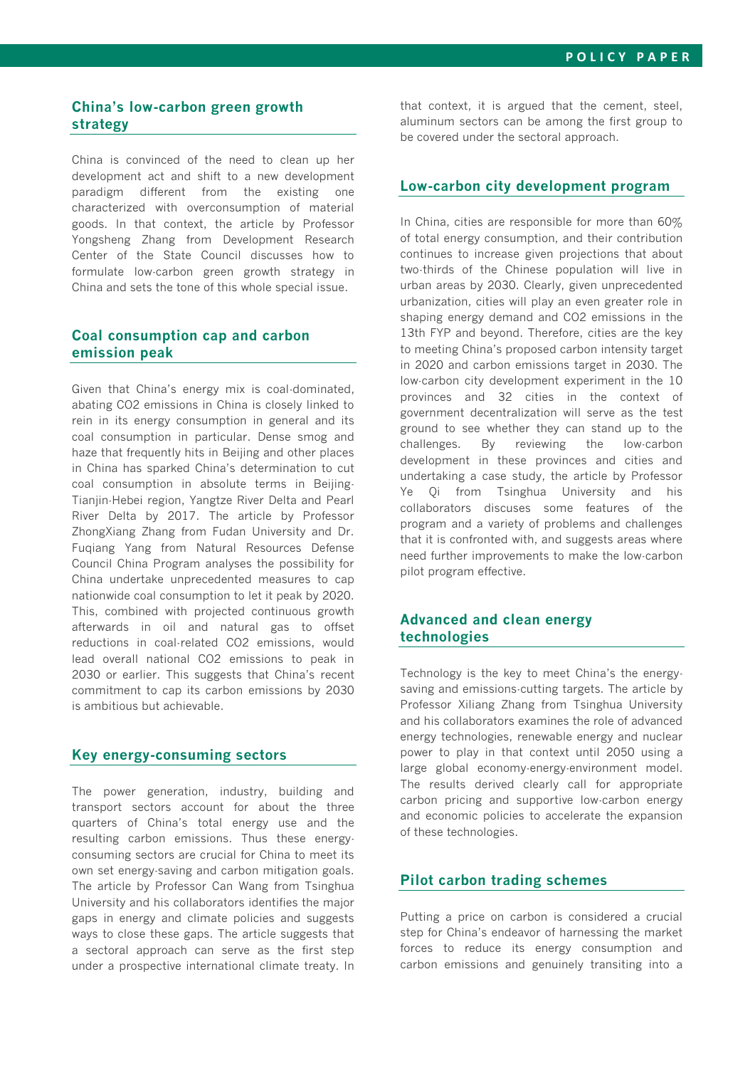## China's low-carbon green growth strategy

China is convinced of the need to clean up her development act and shift to a new development paradigm different from the existing one characterized with overconsumption of material goods. In that context, the article by Professor Yongsheng Zhang from Development Research Center of the State Council discusses how to formulate low-carbon green growth strategy in China and sets the tone of this whole special issue.

## Coal consumption cap and carbon emission peak

Given that China's energy mix is coal-dominated, abating $CO_2$ emissions in China is closely linked to rein in its energy consumption in general and its coal consumption in particular. Dense smog and haze that frequently hits in Beijing and other places in China has sparked China's determination to cut coal consumption in absolute terms in Beijing-Tianjin-Hebei region, Yangtze River Delta and Pearl River Delta by 2017. The article by Professor ZhongXiang Zhang from Fudan University and Dr. Fuqiang Yang from Natural Resources Defense Council China Program analyses the possibility for China undertake unprecedented measures to cap nationwide coal consumption to let it peak by 2020. This, combined with projected continuous growth afterwards in oil and natural gas to offset reductions in coal-related $CO_2$ emissions, would lead overall national $CO_2$ emissions to peak in 2030 or earlier. This suggests that China's recent commitment to cap its carbon emissions by 2030 is ambitious but achievable.

## Key energy-consuming sectors

The power generation, industry, building and transport sectors account for about the three quarters of China's total energy use and the resulting carbon emissions. Thus these energy-consuming sectors are crucial for China to meet its own set energy-saving and carbon mitigation goals. The article by Professor Can Wang from Tsinghua University and his collaborators identifies the major gaps in energy and climate policies and suggests ways to close these gaps. The article suggests that a sectoral approach can serve as the first step under a prospective international climate treaty. In that context, it is argued that the cement, steel, aluminum sectors can be among the first group to be covered under the sectoral approach.

## Low-carbon city development program

In China, cities are responsible for more than 60% of total energy consumption, and their contribution continues to increase given projections that about two-thirds of the Chinese population will live in urban areas by 2030. Clearly, given unprecedented urbanization, cities will play an even greater role in shaping energy demand and $CO_2$ emissions in the 13th FYP and beyond. Therefore, cities are the key to meeting China's proposed carbon intensity target in 2020 and carbon emissions target in 2030. The low-carbon city development experiment in the 10 provinces and 32 cities in the context of government decentralization will serve as the test ground to see whether they can stand up to the challenges. By reviewing the low-carbon development in these provinces and cities and undertaking a case study, the article by Professor Ye Qi from Tsinghua University and his collaborators discuses some features of the program and a variety of problems and challenges that it is confronted with, and suggests areas where need further improvements to make the low-carbon pilot program effective.

## Advanced and clean energy technologies

Technology is the key to meet China's the energy-saving and emissions-cutting targets. The article by Professor Xiliang Zhang from Tsinghua University and his collaborators examines the role of advanced energy technologies, renewable energy and nuclear power to play in that context until 2050 using a large global economy-energy-environment model. The results derived clearly call for appropriate carbon pricing and supportive low-carbon energy and economic policies to accelerate the expansion of these technologies.

## Pilot carbon trading schemes

Putting a price on carbon is considered a crucial step for China's endeavor of harnessing the market forces to reduce its energy consumption and carbon emissions and genuinely transiting into a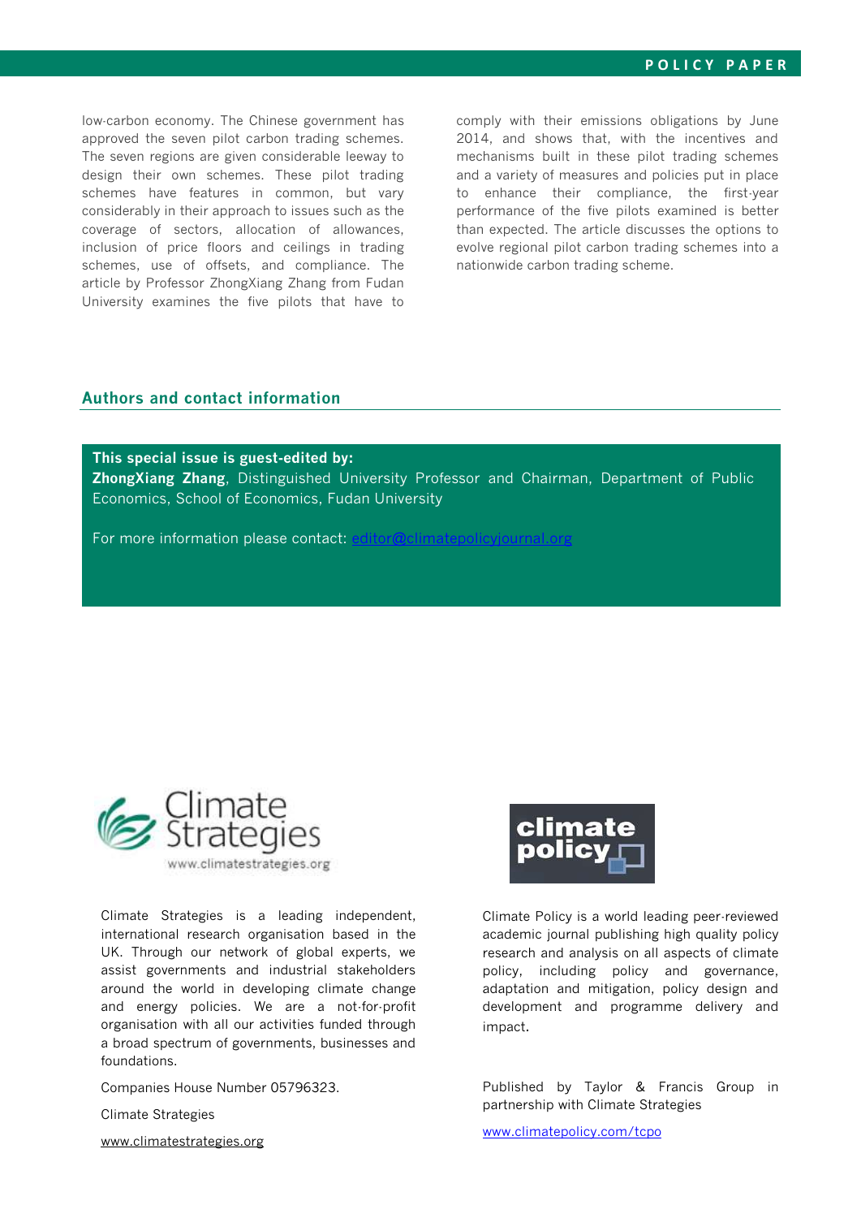low-carbon economy. The Chinese government has approved the seven pilot carbon trading schemes. The seven regions are given considerable leeway to design their own schemes. These pilot trading schemes have features in common, but vary considerably in their approach to issues such as the coverage of sectors, allocation of allowances, inclusion of price floors and ceilings in trading schemes, use of offsets, and compliance. The article by Professor ZhongXiang Zhang from Fudan University examines the five pilots that have to comply with their emissions obligations by June 2014, and shows that, with the incentives and mechanisms built in these pilot trading schemes and a variety of measures and policies put in place to enhance their compliance, the first-year performance of the five pilots examined is better than expected. The article discusses the options to evolve regional pilot carbon trading schemes into a nationwide carbon trading scheme.

## Authors and contact information

**This special issue is guest-edited by:**
**ZhongXiang Zhang**, Distinguished University Professor and Chairman, Department of Public Economics, School of Economics, Fudan University

For more information please contact: editor@climatepolicyjournal.org

Climate Strategies
www.climatestrategies.org

Climate Strategies is a leading independent, international research organisation based in the UK. Through our network of global experts, we assist governments and industrial stakeholders around the world in developing climate change and energy policies. We are a not-for-profit organisation with all our activities funded through a broad spectrum of governments, businesses and foundations.

Companies House Number 05796323.

Climate Strategies

www.climatestrategies.org

climate policy

Climate Policy is a world leading peer-reviewed academic journal publishing high quality policy research and analysis on all aspects of climate policy, including policy and governance, adaptation and mitigation, policy design and development and programme delivery and impact.

Published by Taylor & Francis Group in partnership with Climate Strategies

www.climatepolicy.com/tcpo